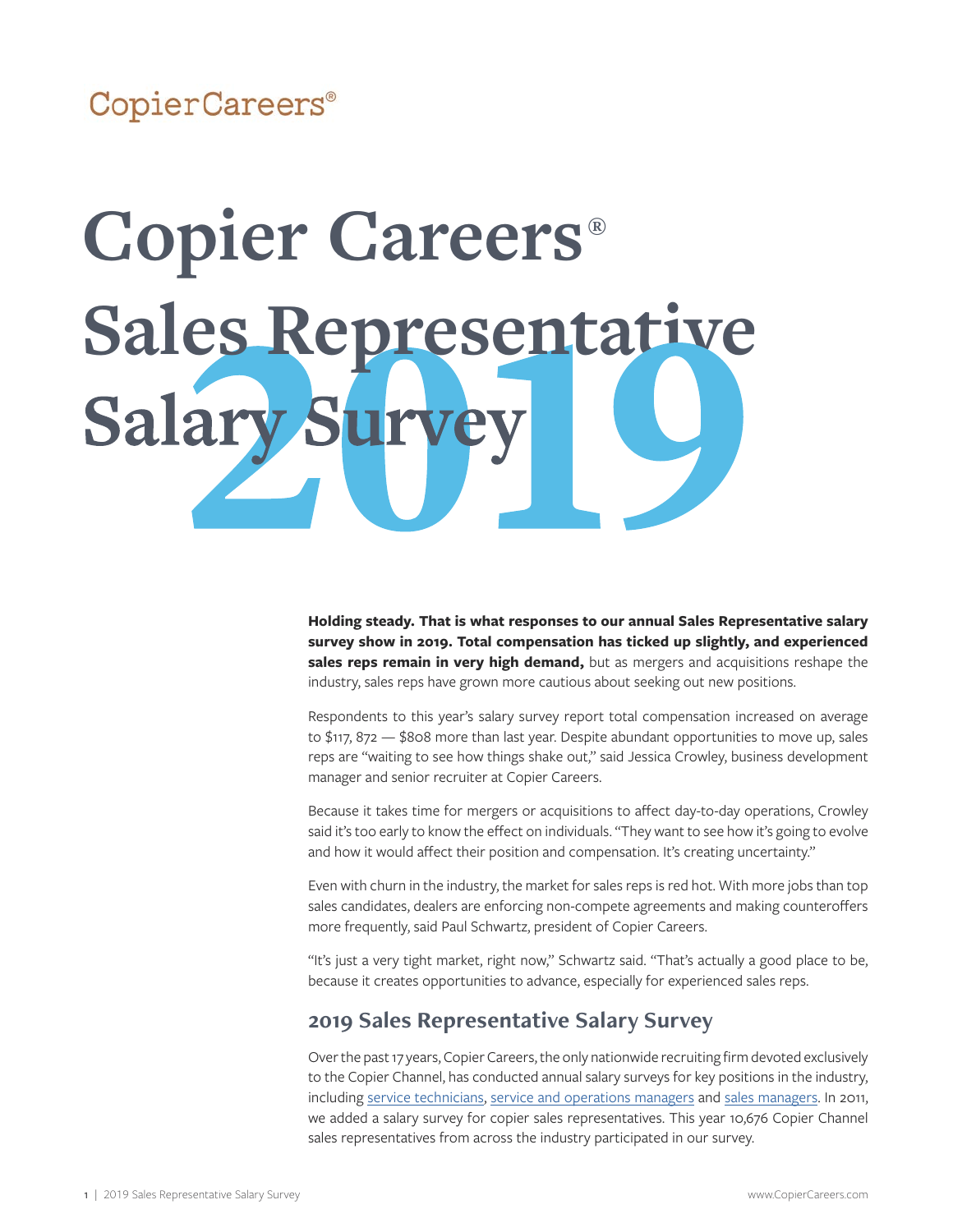CopierCareers®

# Copier Careers® Sales Representative Salary Survey 2019

**Holding steady. That is what responses to our annual Sales Representative salary survey show in 2019. Total compensation has ticked up slightly, and experienced sales reps remain in very high demand,** but as mergers and acquisitions reshape the industry, sales reps have grown more cautious about seeking out new positions.

Respondents to this year's salary survey report total compensation increased on average to $117, 872 — $808 more than last year. Despite abundant opportunities to move up, sales reps are "waiting to see how things shake out," said Jessica Crowley, business development manager and senior recruiter at Copier Careers.

Because it takes time for mergers or acquisitions to affect day-to-day operations, Crowley said it's too early to know the effect on individuals. "They want to see how it's going to evolve and how it would affect their position and compensation. It's creating uncertainty."

Even with churn in the industry, the market for sales reps is red hot. With more jobs than top sales candidates, dealers are enforcing non-compete agreements and making counteroffers more frequently, said Paul Schwartz, president of Copier Careers.

"It's just a very tight market, right now," Schwartz said. "That's actually a good place to be, because it creates opportunities to advance, especially for experienced sales reps.

## 2019 Sales Representative Salary Survey

Over the past 17 years, Copier Careers, the only nationwide recruiting firm devoted exclusively to the Copier Channel, has conducted annual salary surveys for key positions in the industry, including service technicians, service and operations managers and sales managers. In 2011, we added a salary survey for copier sales representatives. This year 10,676 Copier Channel sales representatives from across the industry participated in our survey.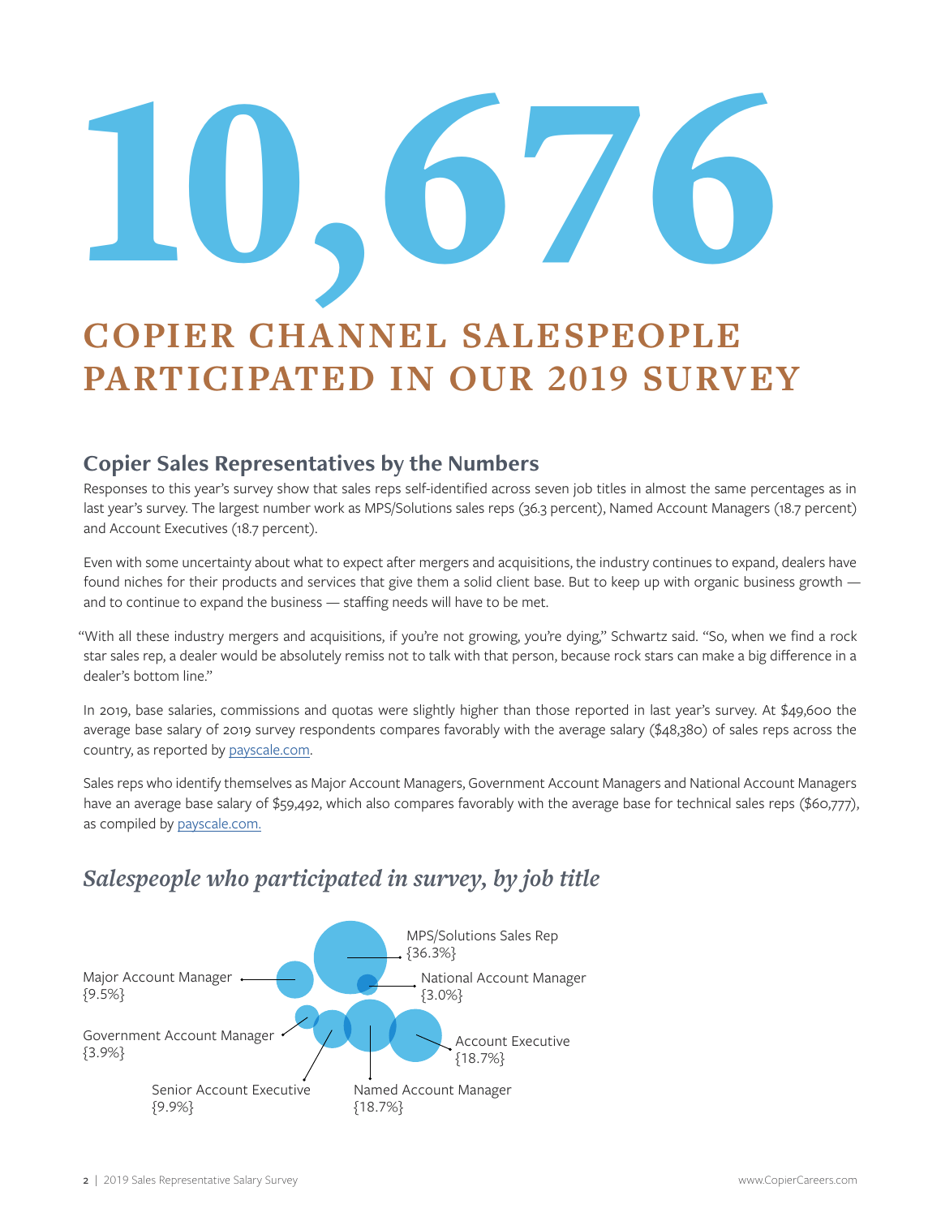# 10,676

## COPIER CHANNEL SALESPEOPLE PARTICIPATED IN OUR 2019 SURVEY

### Copier Sales Representatives by the Numbers

Responses to this year's survey show that sales reps self-identified across seven job titles in almost the same percentages as in last year's survey. The largest number work as MPS/Solutions sales reps (36.3 percent), Named Account Managers (18.7 percent) and Account Executives (18.7 percent).

Even with some uncertainty about what to expect after mergers and acquisitions, the industry continues to expand, dealers have found niches for their products and services that give them a solid client base. But to keep up with organic business growth — and to continue to expand the business — staffing needs will have to be met.

"With all these industry mergers and acquisitions, if you're not growing, you're dying," Schwartz said. "So, when we find a rock star sales rep, a dealer would be absolutely remiss not to talk with that person, because rock stars can make a big difference in a dealer's bottom line."

In 2019, base salaries, commissions and quotas were slightly higher than those reported in last year's survey. At $49,600 the average base salary of 2019 survey respondents compares favorably with the average salary ($48,380) of sales reps across the country, as reported by payscale.com.

Sales reps who identify themselves as Major Account Managers, Government Account Managers and National Account Managers have an average base salary of $59,492, which also compares favorably with the average base for technical sales reps ($60,777), as compiled by payscale.com.

### *Salespeople who participated in survey, by job title*

MPS/Solutions Sales Rep {36.3%}

Major Account Manager {9.5%}

National Account Manager {3.0%}

Government Account Manager {3.9%}

Account Executive {18.7%}

Senior Account Executive {9.9%}

Named Account Manager {18.7%}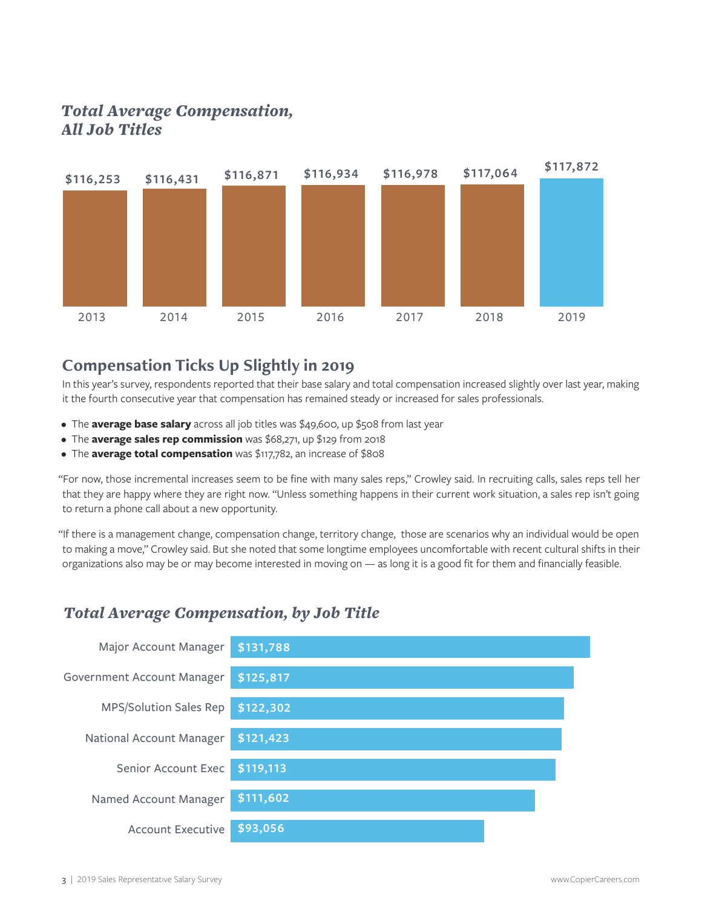## *Total Average Compensation, All Job Titles*

| Year | Total Average Compensation |
|---|---|
| 2013 | $116,253 |
| 2014 | $116,431 |
| 2015 | $116,871 |
| 2016 | $116,934 |
| 2017 | $116,978 |
| 2018 | $117,064 |
| 2019 | $117,872 |

## Compensation Ticks Up Slightly in 2019

In this year's survey, respondents reported that their base salary and total compensation increased slightly over last year, making it the fourth consecutive year that compensation has remained steady or increased for sales professionals.

- The **average base salary** across all job titles was $49,600, up $508 from last year
- The **average sales rep commission** was $68,271, up $129 from 2018
- The **average total compensation** was $117,782, an increase of $808

"For now, those incremental increases seem to be fine with many sales reps," Crowley said. In recruiting calls, sales reps tell her that they are happy where they are right now. "Unless something happens in their current work situation, a sales rep isn't going to return a phone call about a new opportunity.

"If there is a management change, compensation change, territory change, those are scenarios why an individual would be open to making a move," Crowley said. But she noted that some longtime employees uncomfortable with recent cultural shifts in their organizations also may be or may become interested in moving on — as long it is a good fit for them and financially feasible.

## *Total Average Compensation, by Job Title*

| Job Title | Total Average Compensation |
|---|---|
| Major Account Manager | $131,788 |
| Government Account Manager | $125,817 |
| MPS/Solution Sales Rep | $122,302 |
| National Account Manager | $121,423 |
| Senior Account Exec | $119,113 |
| Named Account Manager | $111,602 |
| Account Executive | $93,056 |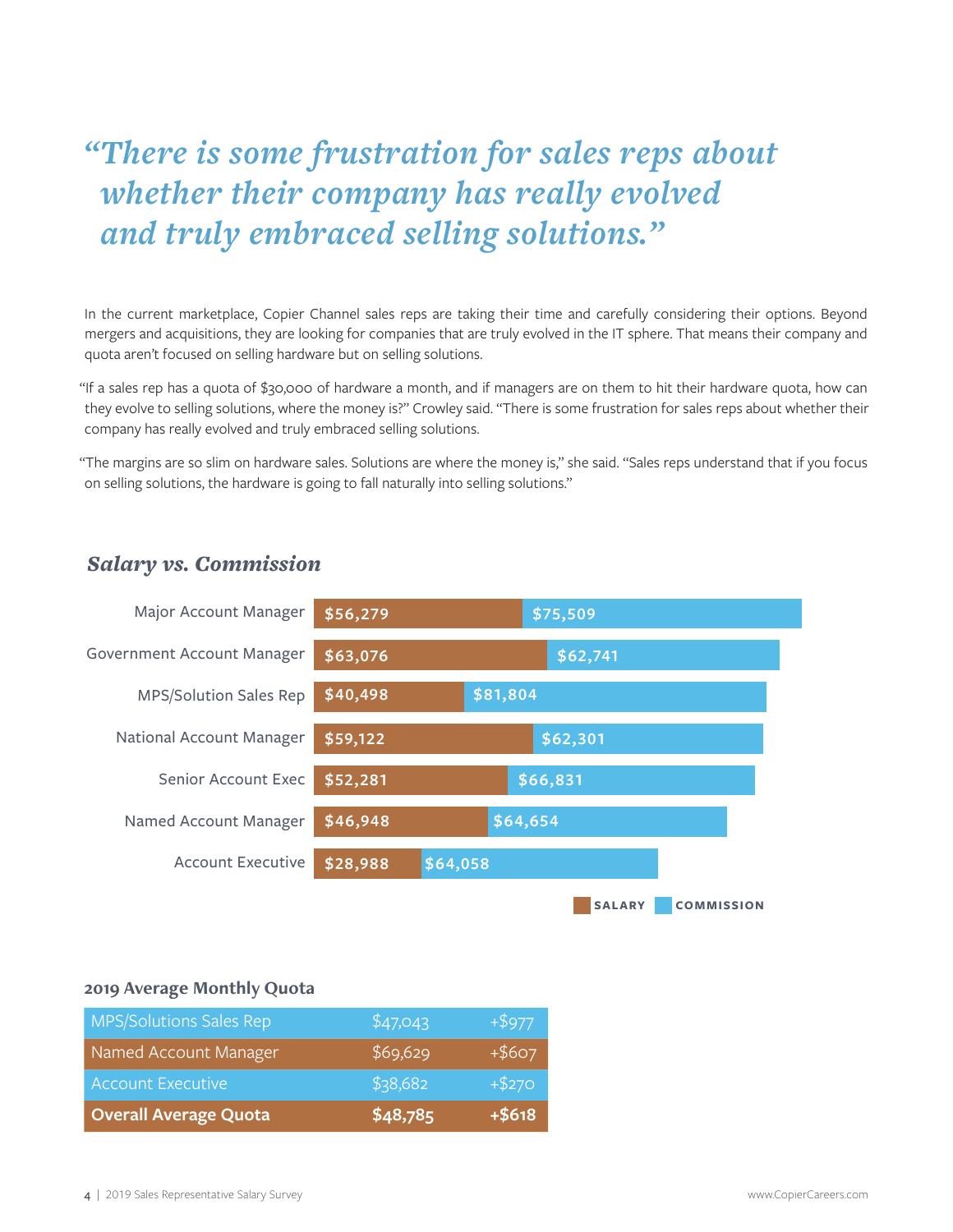> ***"There is some frustration for sales reps about whether their company has really evolved and truly embraced selling solutions."***

In the current marketplace, Copier Channel sales reps are taking their time and carefully considering their options. Beyond mergers and acquisitions, they are looking for companies that are truly evolved in the IT sphere. That means their company and quota aren't focused on selling hardware but on selling solutions.

"If a sales rep has a quota of $30,000 of hardware a month, and if managers are on them to hit their hardware quota, how can they evolve to selling solutions, where the money is?" Crowley said. "There is some frustration for sales reps about whether their company has really evolved and truly embraced selling solutions.

"The margins are so slim on hardware sales. Solutions are where the money is," she said. "Sales reps understand that if you focus on selling solutions, the hardware is going to fall naturally into selling solutions."

## *Salary vs. Commission*

| | SALARY | COMMISSION |
|---|---|---|
| Major Account Manager | $56,279 | $75,509 |
| Government Account Manager | $63,076 | $62,741 |
| MPS/Solution Sales Rep | $40,498 | $81,804 |
| National Account Manager | $59,122 | $62,301 |
| Senior Account Exec | $52,281 | $66,831 |
| Named Account Manager | $46,948 | $64,654 |
| Account Executive | $28,988 | $64,058 |

### 2019 Average Monthly Quota

| | | |
|---|---|---|
| MPS/Solutions Sales Rep | $47,043 | +$977 |
| Named Account Manager | $69,629 | +$607 |
| Account Executive | $38,682 | +$270 |
| **Overall Average Quota** | **$48,785** | **+$618** |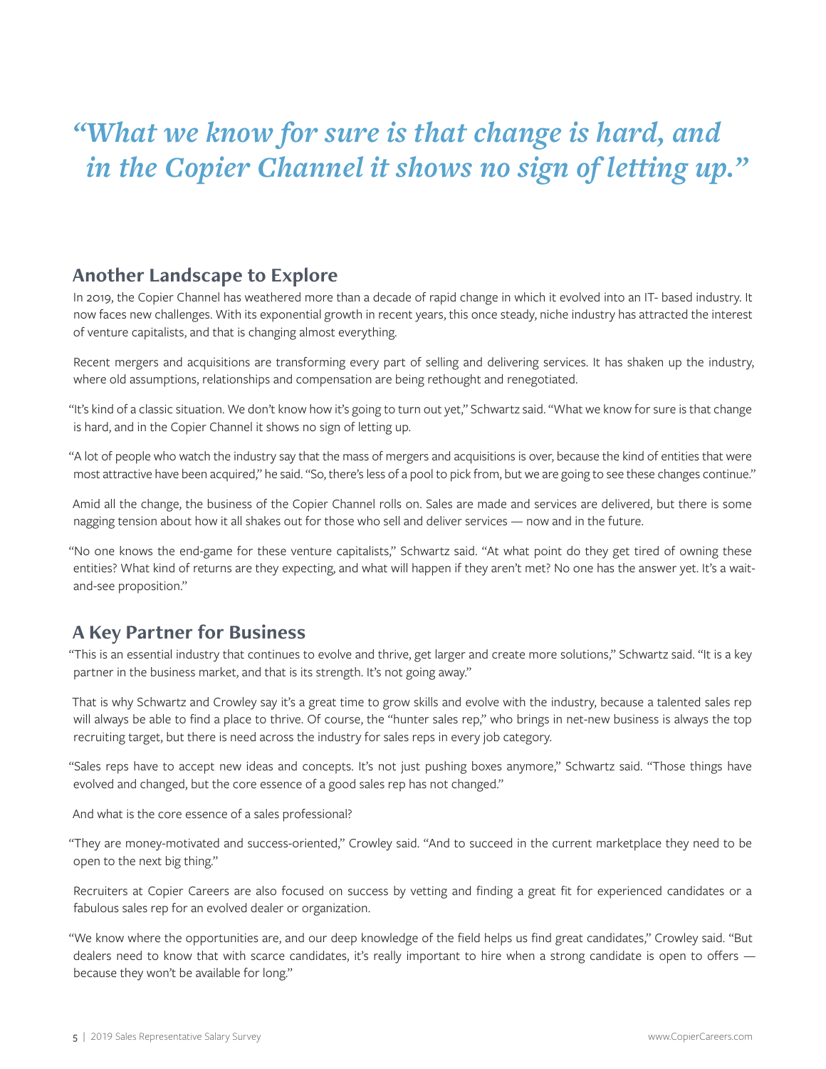*"What we know for sure is that change is hard, and in the Copier Channel it shows no sign of letting up."*

## Another Landscape to Explore

In 2019, the Copier Channel has weathered more than a decade of rapid change in which it evolved into an IT- based industry. It now faces new challenges. With its exponential growth in recent years, this once steady, niche industry has attracted the interest of venture capitalists, and that is changing almost everything.

Recent mergers and acquisitions are transforming every part of selling and delivering services. It has shaken up the industry, where old assumptions, relationships and compensation are being rethought and renegotiated.

"It's kind of a classic situation. We don't know how it's going to turn out yet," Schwartz said. "What we know for sure is that change is hard, and in the Copier Channel it shows no sign of letting up.

"A lot of people who watch the industry say that the mass of mergers and acquisitions is over, because the kind of entities that were most attractive have been acquired," he said. "So, there's less of a pool to pick from, but we are going to see these changes continue."

Amid all the change, the business of the Copier Channel rolls on. Sales are made and services are delivered, but there is some nagging tension about how it all shakes out for those who sell and deliver services — now and in the future.

"No one knows the end-game for these venture capitalists," Schwartz said. "At what point do they get tired of owning these entities? What kind of returns are they expecting, and what will happen if they aren't met? No one has the answer yet. It's a wait-and-see proposition."

## A Key Partner for Business

"This is an essential industry that continues to evolve and thrive, get larger and create more solutions," Schwartz said. "It is a key partner in the business market, and that is its strength. It's not going away."

That is why Schwartz and Crowley say it's a great time to grow skills and evolve with the industry, because a talented sales rep will always be able to find a place to thrive. Of course, the "hunter sales rep," who brings in net-new business is always the top recruiting target, but there is need across the industry for sales reps in every job category.

"Sales reps have to accept new ideas and concepts. It's not just pushing boxes anymore," Schwartz said. "Those things have evolved and changed, but the core essence of a good sales rep has not changed."

And what is the core essence of a sales professional?

"They are money-motivated and success-oriented," Crowley said. "And to succeed in the current marketplace they need to be open to the next big thing."

Recruiters at Copier Careers are also focused on success by vetting and finding a great fit for experienced candidates or a fabulous sales rep for an evolved dealer or organization.

"We know where the opportunities are, and our deep knowledge of the field helps us find great candidates," Crowley said. "But dealers need to know that with scarce candidates, it's really important to hire when a strong candidate is open to offers — because they won't be available for long."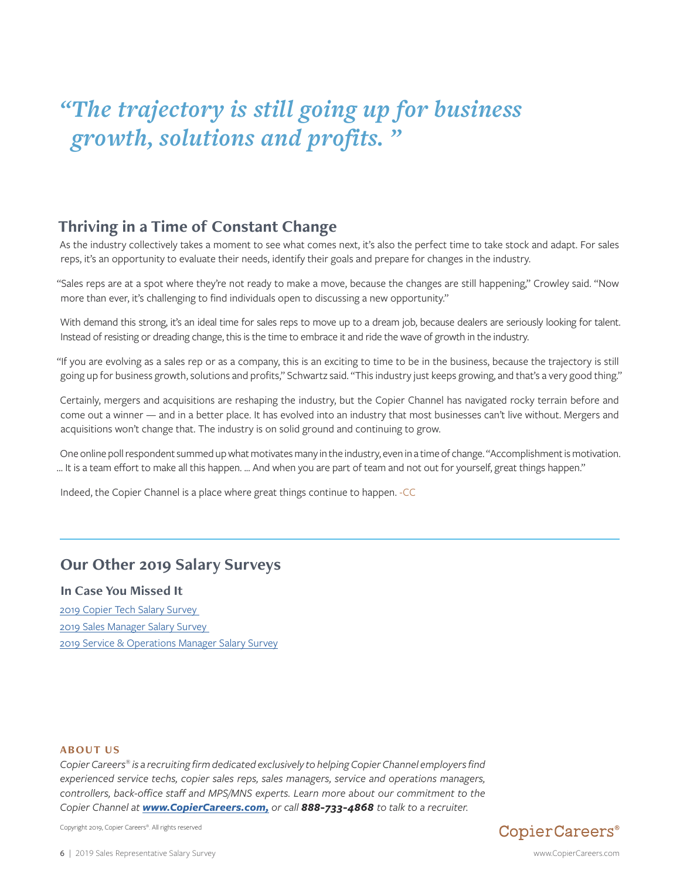*"The trajectory is still going up for business growth, solutions and profits."*

## Thriving in a Time of Constant Change

As the industry collectively takes a moment to see what comes next, it's also the perfect time to take stock and adapt. For sales reps, it's an opportunity to evaluate their needs, identify their goals and prepare for changes in the industry.

"Sales reps are at a spot where they're not ready to make a move, because the changes are still happening," Crowley said. "Now more than ever, it's challenging to find individuals open to discussing a new opportunity."

With demand this strong, it's an ideal time for sales reps to move up to a dream job, because dealers are seriously looking for talent. Instead of resisting or dreading change, this is the time to embrace it and ride the wave of growth in the industry.

"If you are evolving as a sales rep or as a company, this is an exciting to time to be in the business, because the trajectory is still going up for business growth, solutions and profits," Schwartz said. "This industry just keeps growing, and that's a very good thing."

Certainly, mergers and acquisitions are reshaping the industry, but the Copier Channel has navigated rocky terrain before and come out a winner — and in a better place. It has evolved into an industry that most businesses can't live without. Mergers and acquisitions won't change that. The industry is on solid ground and continuing to grow.

One online poll respondent summed up what motivates many in the industry, even in a time of change. "Accomplishment is motivation. ... It is a team effort to make all this happen. ... And when you are part of team and not out for yourself, great things happen."

Indeed, the Copier Channel is a place where great things continue to happen. -CC

## Our Other 2019 Salary Surveys

### In Case You Missed It

2019 Copier Tech Salary Survey

2019 Sales Manager Salary Survey

2019 Service & Operations Manager Salary Survey

**ABOUT US**

*Copier Careers® is a recruiting firm dedicated exclusively to helping Copier Channel employers find experienced service techs, copier sales reps, sales managers, service and operations managers, controllers, back-office staff and MPS/MNS experts. Learn more about our commitment to the Copier Channel at **www.CopierCareers.com,** or call **888-733-4868** to talk to a recruiter.*

Copyright 2019, Copier Careers®. All rights reserved

CopierCareers®